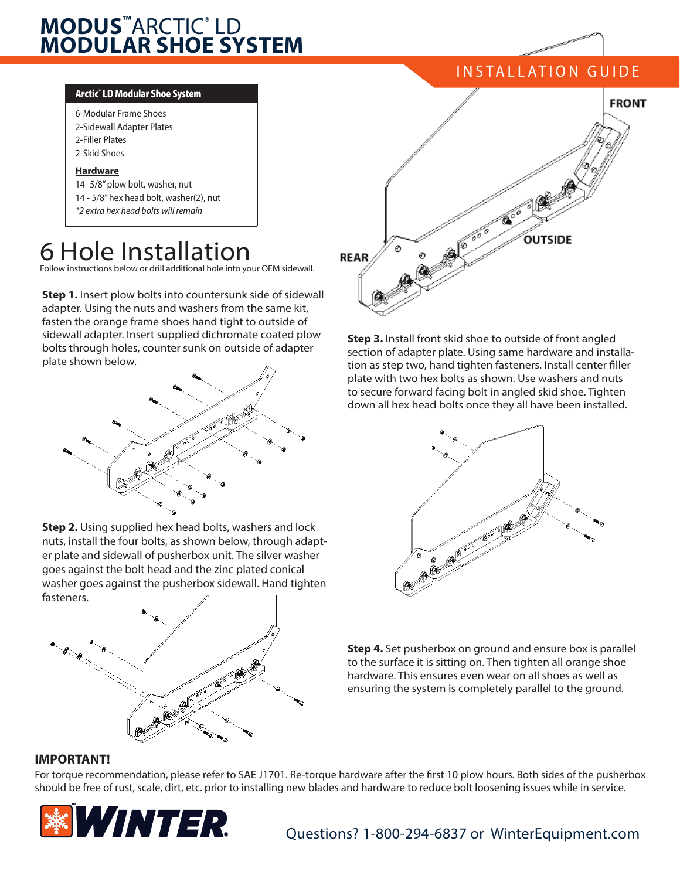# MODUS™ ARCTIC® LD MODULAR SHOE SYSTEM

INSTALLATION GUIDE

**Arctic® LD Modular Shoe System**

6-Modular Frame Shoes
2-Sidewall Adapter Plates
2-Filler Plates
2-Skid Shoes

**Hardware**

14- 5/8" plow bolt, washer, nut
14 - 5/8" hex head bolt, washer(2), nut
*\*2 extra hex head bolts will remain*

FRONT

OUTSIDE

REAR

# 6 Hole Installation

Follow instructions below or drill additional hole into your OEM sidewall.

**Step 1.** Insert plow bolts into countersunk side of sidewall adapter. Using the nuts and washers from the same kit, fasten the orange frame shoes hand tight to outside of sidewall adapter. Insert supplied dichromate coated plow bolts through holes, counter sunk on outside of adapter plate shown below.

**Step 2.** Using supplied hex head bolts, washers and lock nuts, install the four bolts, as shown below, through adapter plate and sidewall of pusherbox unit. The silver washer goes against the bolt head and the zinc plated conical washer goes against the pusherbox sidewall. Hand tighten fasteners.

**Step 3.** Install front skid shoe to outside of front angled section of adapter plate. Using same hardware and installation as step two, hand tighten fasteners. Install center filler plate with two hex bolts as shown. Use washers and nuts to secure forward facing bolt in angled skid shoe. Tighten down all hex head bolts once they all have been installed.

**Step 4.** Set pusherbox on ground and ensure box is parallel to the surface it is sitting on. Then tighten all orange shoe hardware. This ensures even wear on all shoes as well as ensuring the system is completely parallel to the ground.

**IMPORTANT!**

For torque recommendation, please refer to SAE J1701. Re-torque hardware after the first 10 plow hours. Both sides of the pusherbox should be free of rust, scale, dirt, etc. prior to installing new blades and hardware to reduce bolt loosening issues while in service.

WINTER®

Questions? 1-800-294-6837 or WinterEquipment.com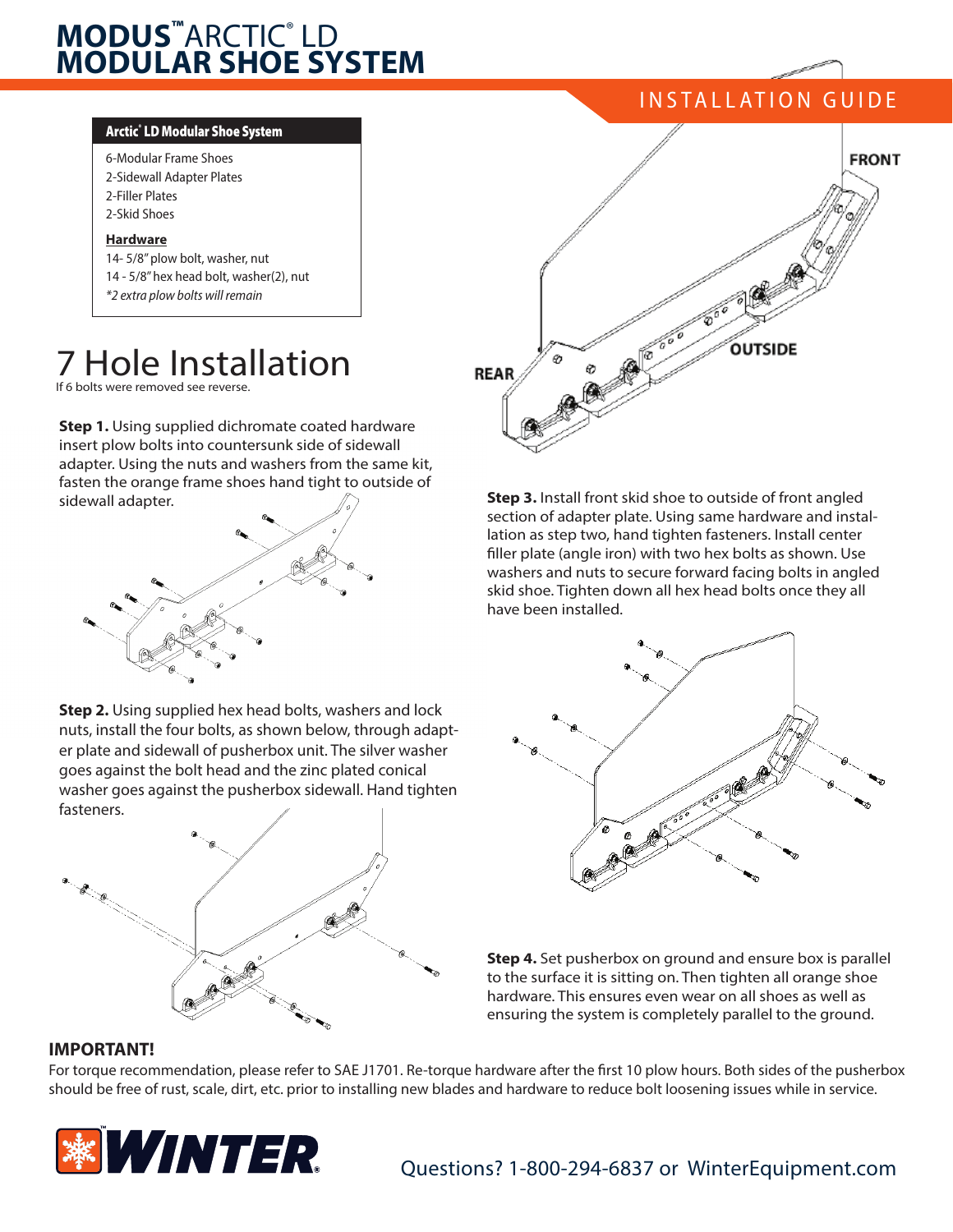# MODUS™ ARCTIC® LD MODULAR SHOE SYSTEM

INSTALLATION GUIDE

| Arctic® LD Modular Shoe System |
| --- |
| 6-Modular Frame Shoes |
| 2-Sidewall Adapter Plates |
| 2-Filler Plates |
| 2-Skid Shoes |
| **Hardware** |
| 14- 5/8" plow bolt, washer, nut |
| 14 - 5/8" hex head bolt, washer(2), nut |
| *\*2 extra plow bolts will remain* |

## 7 Hole Installation

If 6 bolts were removed see reverse.

**Step 1.** Using supplied dichromate coated hardware insert plow bolts into countersunk side of sidewall adapter. Using the nuts and washers from the same kit, fasten the orange frame shoes hand tight to outside of sidewall adapter.

**Step 2.** Using supplied hex head bolts, washers and lock nuts, install the four bolts, as shown below, through adapter plate and sidewall of pusherbox unit. The silver washer goes against the bolt head and the zinc plated conical washer goes against the pusherbox sidewall. Hand tighten fasteners.

FRONT

OUTSIDE

REAR

**Step 3.** Install front skid shoe to outside of front angled section of adapter plate. Using same hardware and installation as step two, hand tighten fasteners. Install center filler plate (angle iron) with two hex bolts as shown. Use washers and nuts to secure forward facing bolts in angled skid shoe. Tighten down all hex head bolts once they all have been installed.

**Step 4.** Set pusherbox on ground and ensure box is parallel to the surface it is sitting on. Then tighten all orange shoe hardware. This ensures even wear on all shoes as well as ensuring the system is completely parallel to the ground.

**IMPORTANT!**

For torque recommendation, please refer to SAE J1701. Re-torque hardware after the first 10 plow hours. Both sides of the pusherbox should be free of rust, scale, dirt, etc. prior to installing new blades and hardware to reduce bolt loosening issues while in service.

WINTER

Questions? 1-800-294-6837 or WinterEquipment.com